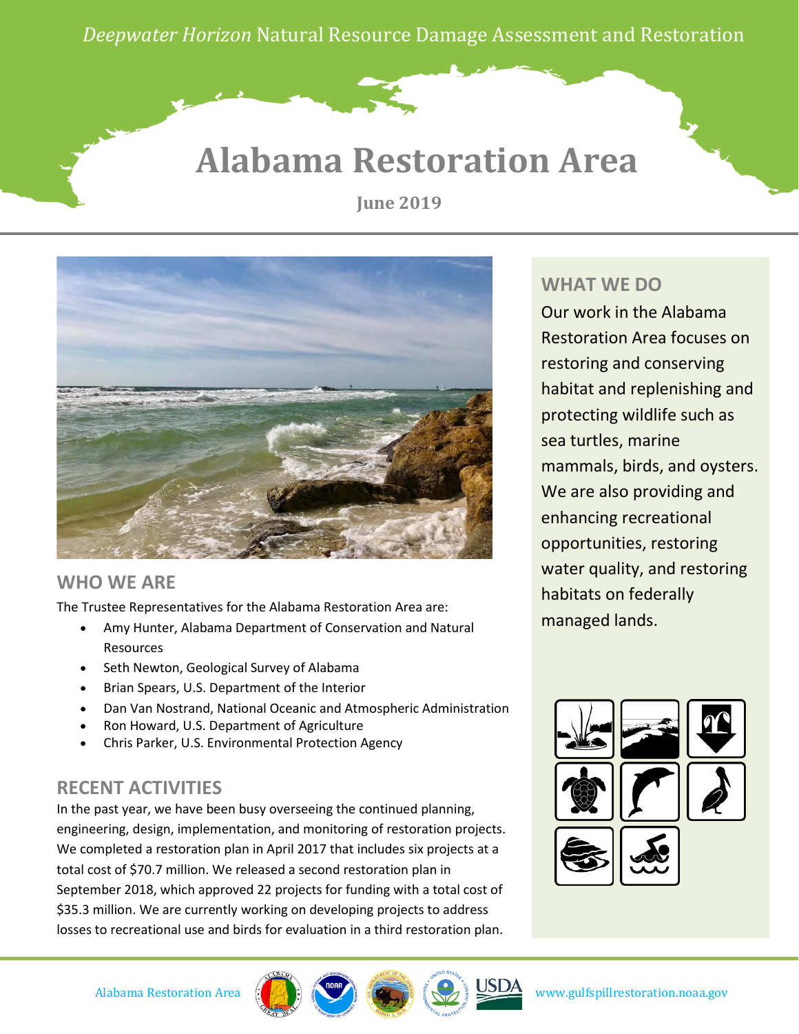*Deepwater Horizon* Natural Resource Damage Assessment and Restoration

# Alabama Restoration Area

**June 2019**

## WHO WE ARE

The Trustee Representatives for the Alabama Restoration Area are:

- Amy Hunter, Alabama Department of Conservation and Natural Resources
- Seth Newton, Geological Survey of Alabama
- Brian Spears, U.S. Department of the Interior
- Dan Van Nostrand, National Oceanic and Atmospheric Administration
- Ron Howard, U.S. Department of Agriculture
- Chris Parker, U.S. Environmental Protection Agency

## RECENT ACTIVITIES

In the past year, we have been busy overseeing the continued planning, engineering, design, implementation, and monitoring of restoration projects. We completed a restoration plan in April 2017 that includes six projects at a total cost of $70.7 million. We released a second restoration plan in September 2018, which approved 22 projects for funding with a total cost of $35.3 million. We are currently working on developing projects to address losses to recreational use and birds for evaluation in a third restoration plan.

## WHAT WE DO

Our work in the Alabama Restoration Area focuses on restoring and conserving habitat and replenishing and protecting wildlife such as sea turtles, marine mammals, birds, and oysters. We are also providing and enhancing recreational opportunities, restoring water quality, and restoring habitats on federally managed lands.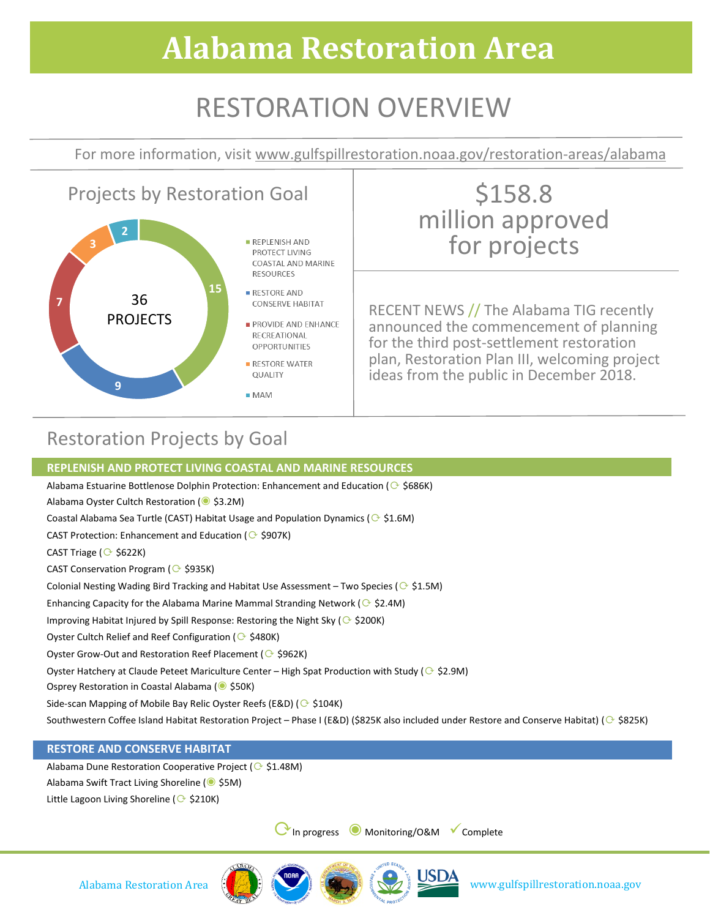# Alabama Restoration Area

## RESTORATION OVERVIEW

For more information, visit www.gulfspillrestoration.noaa.gov/restoration-areas/alabama

### Projects by Restoration Goal

36 PROJECTS

- REPLENISH AND PROTECT LIVING COASTAL AND MARINE RESOURCES: 15
- RESTORE AND CONSERVE HABITAT: 9
- PROVIDE AND ENHANCE RECREATIONAL OPPORTUNITIES: 7
- RESTORE WATER QUALITY: 3
- MAM: 2

**$158.8 million approved for projects**

RECENT NEWS // The Alabama TIG recently announced the commencement of planning for the third post-settlement restoration plan, Restoration Plan III, welcoming project ideas from the public in December 2018.

## Restoration Projects by Goal

### REPLENISH AND PROTECT LIVING COASTAL AND MARINE RESOURCES

- Alabama Estuarine Bottlenose Dolphin Protection: Enhancement and Education (In progress $686K)
- Alabama Oyster Cultch Restoration (Monitoring/O&M $3.2M)
- Coastal Alabama Sea Turtle (CAST) Habitat Usage and Population Dynamics (In progress $1.6M)
- CAST Protection: Enhancement and Education (In progress $907K)
- CAST Triage (In progress $622K)
- CAST Conservation Program (In progress $935K)
- Colonial Nesting Wading Bird Tracking and Habitat Use Assessment – Two Species (In progress $1.5M)
- Enhancing Capacity for the Alabama Marine Mammal Stranding Network (In progress $2.4M)
- Improving Habitat Injured by Spill Response: Restoring the Night Sky (In progress $200K)
- Oyster Cultch Relief and Reef Configuration (In progress $480K)
- Oyster Grow-Out and Restoration Reef Placement (In progress $962K)
- Oyster Hatchery at Claude Peteet Mariculture Center – High Spat Production with Study (In progress $2.9M)
- Osprey Restoration in Coastal Alabama (Monitoring/O&M $50K)
- Side-scan Mapping of Mobile Bay Relic Oyster Reefs (E&D) (In progress $104K)
- Southwestern Coffee Island Habitat Restoration Project – Phase I (E&D) ($825K also included under Restore and Conserve Habitat) (In progress $825K)

### RESTORE AND CONSERVE HABITAT

- Alabama Dune Restoration Cooperative Project (In progress $1.48M)
- Alabama Swift Tract Living Shoreline (Monitoring/O&M $5M)
- Little Lagoon Living Shoreline (In progress $210K)

Legend: In progress | Monitoring/O&M | Complete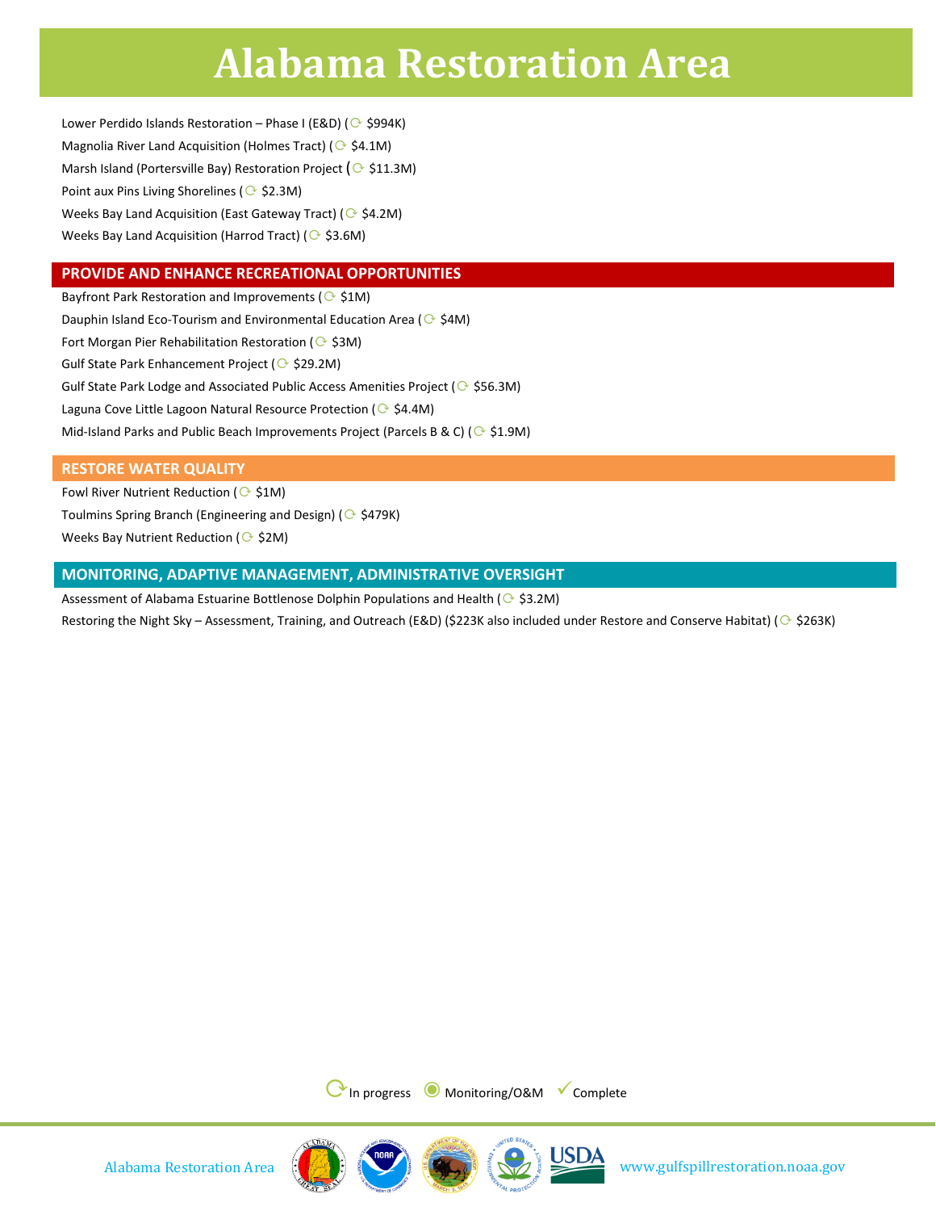# Alabama Restoration Area

Lower Perdido Islands Restoration – Phase I (E&D) (⟳ $994K)

Magnolia River Land Acquisition (Holmes Tract) (⟳ $4.1M)

Marsh Island (Portersville Bay) Restoration Project (⟳ $11.3M)

Point aux Pins Living Shorelines (⟳ $2.3M)

Weeks Bay Land Acquisition (East Gateway Tract) (⟳ $4.2M)

Weeks Bay Land Acquisition (Harrod Tract) (⟳ $3.6M)

## PROVIDE AND ENHANCE RECREATIONAL OPPORTUNITIES

Bayfront Park Restoration and Improvements (⟳ $1M)

Dauphin Island Eco-Tourism and Environmental Education Area (⟳ $4M)

Fort Morgan Pier Rehabilitation Restoration (⟳ $3M)

Gulf State Park Enhancement Project (⟳ $29.2M)

Gulf State Park Lodge and Associated Public Access Amenities Project (⟳ $56.3M)

Laguna Cove Little Lagoon Natural Resource Protection (⟳ $4.4M)

Mid-Island Parks and Public Beach Improvements Project (Parcels B & C) (⟳ $1.9M)

## RESTORE WATER QUALITY

Fowl River Nutrient Reduction (⟳ $1M)

Toulmins Spring Branch (Engineering and Design) (⟳ $479K)

Weeks Bay Nutrient Reduction (⟳ $2M)

## MONITORING, ADAPTIVE MANAGEMENT, ADMINISTRATIVE OVERSIGHT

Assessment of Alabama Estuarine Bottlenose Dolphin Populations and Health (⟳ $3.2M)

Restoring the Night Sky – Assessment, Training, and Outreach (E&D) ($223K also included under Restore and Conserve Habitat) (⟳ $263K)

⟳ In progress ◉ Monitoring/O&M ✓ Complete

Alabama Restoration Area www.gulfspillrestoration.noaa.gov